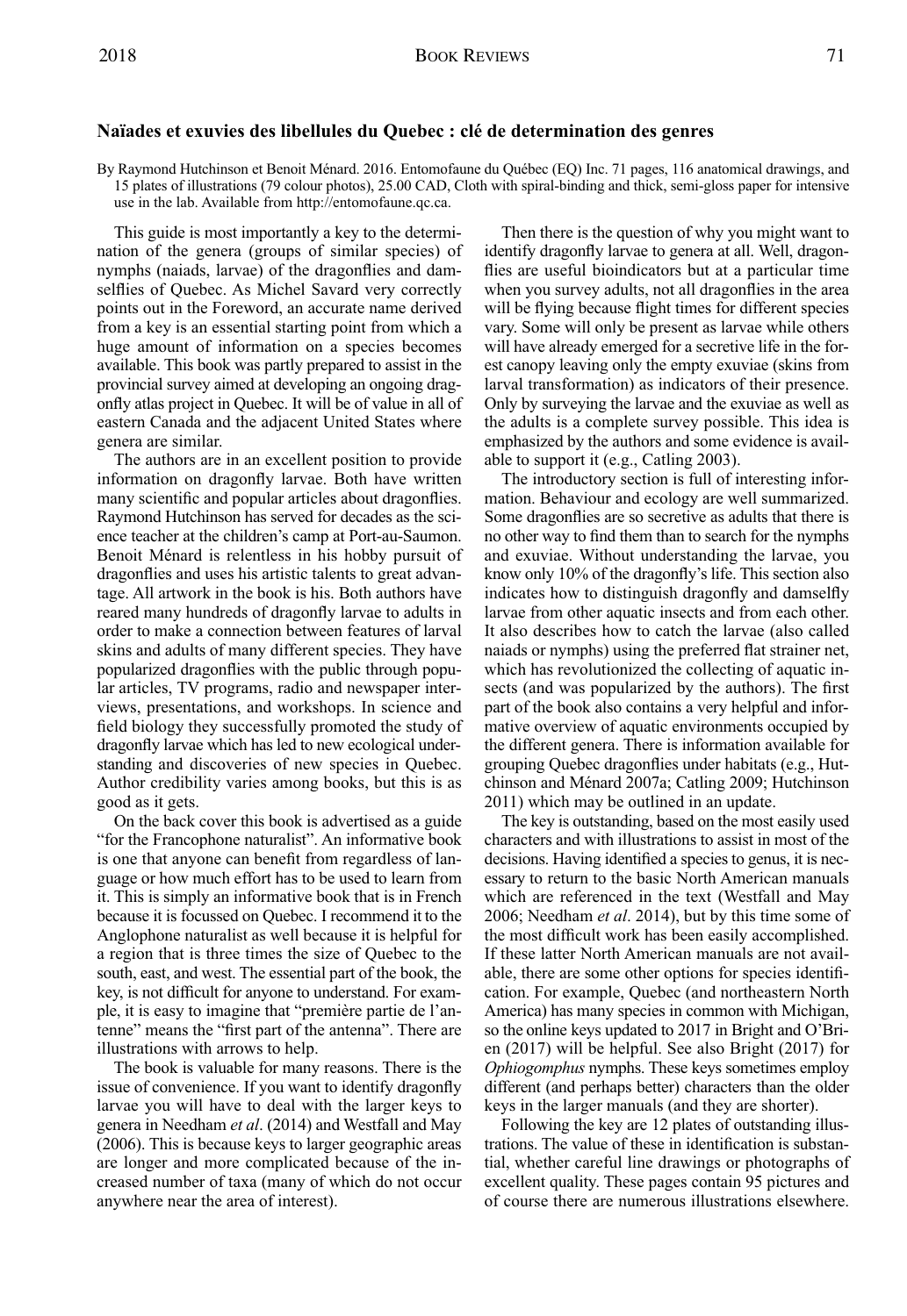### Naïades et exuvies des libellules du Quebec : clé de determination des genres

By Raymond Hutchinson et Benoit Ménard. 2016. Entomofaune du Québec (EQ) Inc. 71 pages, 116 anatomical drawings, and 15 plates of illustrations (79 colour photos), 25.00 CAD, Cloth with spiral-binding and thick, semi-gloss paper for intensive use in the lab. Available from http://entomofaune.qc.ca.

This guide is most importantly a key to the determination of the genera (groups of similar species) of nymphs (naiads, larvae) of the dragonflies and damselflies of Quebec. As Michel Savard very correctly points out in the Foreword, an accurate name derived from a key is an essential starting point from which a huge amount of information on a species becomes available. This book was partly prepared to assist in the provincial survey aimed at developing an ongoing dragonfly atlas project in Quebec. It will be of value in all of eastern Canada and the adjacent United States where genera are similar.

The authors are in an excellent position to provide information on dragonfly larvae. Both have written many scientific and popular articles about dragonflies. Raymond Hutchinson has served for decades as the science teacher at the children's camp at Port-au-Saumon. Benoit Ménard is relentless in his hobby pursuit of dragonflies and uses his artistic talents to great advantage. All artwork in the book is his. Both authors have reared many hundreds of dragonfly larvae to adults in order to make a connection between features of larval skins and adults of many different species. They have popularized dragonflies with the public through popular articles, TV programs, radio and newspaper interviews, presentations, and workshops. In science and field biology they successfully promoted the study of dragonfly larvae which has led to new ecological understanding and discoveries of new species in Quebec. Author credibility varies among books, but this is as good as it gets.

On the back cover this book is advertised as a guide "for the Francophone naturalist". An informative book is one that anyone can benefit from regardless of language or how much effort has to be used to learn from it. This is simply an informative book that is in French because it is focussed on Quebec. I recommend it to the Anglophone naturalist as well because it is helpful for a region that is three times the size of Quebec to the south, east, and west. The essential part of the book, the key, is not difficult for anyone to understand. For example, it is easy to imagine that "première partie de l'antenne" means the "first part of the antenna". There are illustrations with arrows to help.

The book is valuable for many reasons. There is the issue of convenience. If you want to identify dragonfly larvae you will have to deal with the larger keys to genera in Needham *et al*. (2014) and Westfall and May (2006). This is because keys to larger geographic areas are longer and more complicated because of the increased number of taxa (many of which do not occur anywhere near the area of interest).

Then there is the question of why you might want to identify dragonfly larvae to genera at all. Well, dragonflies are useful bioindicators but at a particular time when you survey adults, not all dragonflies in the area will be flying because flight times for different species vary. Some will only be present as larvae while others will have already emerged for a secretive life in the forest canopy leaving only the empty exuviae (skins from larval transformation) as indicators of their presence. Only by surveying the larvae and the exuviae as well as the adults is a complete survey possible. This idea is emphasized by the authors and some evidence is available to support it (e.g., Catling 2003).

The introductory section is full of interesting information. Behaviour and ecology are well summarized. Some dragonflies are so secretive as adults that there is no other way to find them than to search for the nymphs and exuviae. Without understanding the larvae, you know only 10% of the dragonfly's life. This section also indicates how to distinguish dragonfly and damselfly larvae from other aquatic insects and from each other. It also describes how to catch the larvae (also called naiads or nymphs) using the preferred flat strainer net, which has revolutionized the collecting of aquatic insects (and was popularized by the authors). The first part of the book also contains a very helpful and informative overview of aquatic environments occupied by the different genera. There is information available for grouping Quebec dragonflies under habitats (e.g., Hutchinson and Ménard 2007a; Catling 2009; Hutchinson 2011) which may be outlined in an update.

The key is outstanding, based on the most easily used characters and with illustrations to assist in most of the decisions. Having identified a species to genus, it is necessary to return to the basic North American manuals which are referenced in the text (Westfall and May 2006; Needham *et al*. 2014), but by this time some of the most difficult work has been easily accomplished. If these latter North American manuals are not available, there are some other options for species identification. For example, Quebec (and northeastern North America) has many species in common with Michigan, so the online keys updated to 2017 in Bright and O'Brien (2017) will be helpful. See also Bright (2017) for *Ophiogomphus* nymphs. These keys sometimes employ different (and perhaps better) characters than the older keys in the larger manuals (and they are shorter).

Following the key are 12 plates of outstanding illustrations. The value of these in identification is substantial, whether careful line drawings or photographs of excellent quality. These pages contain 95 pictures and of course there are numerous illustrations elsewhere.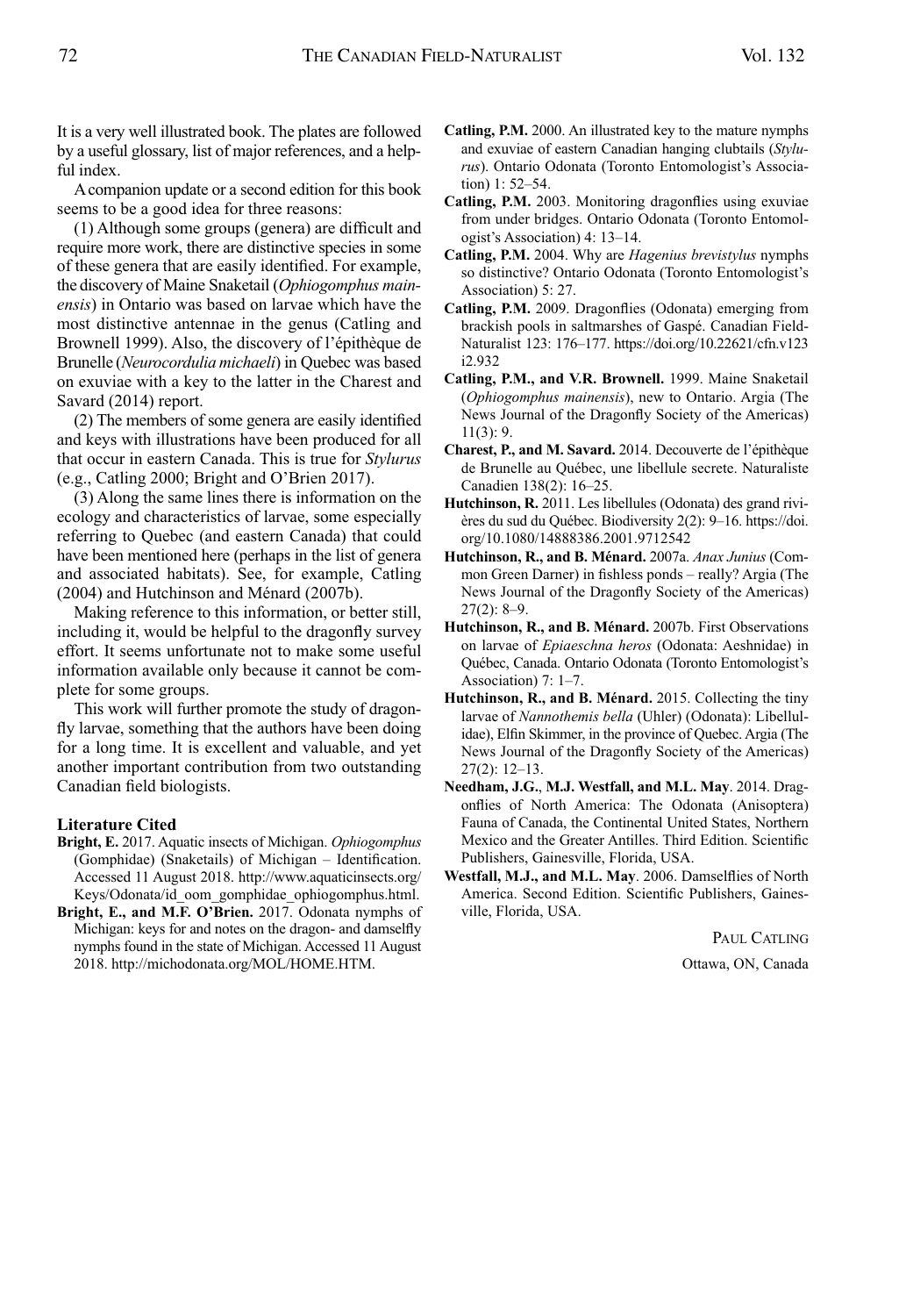It is a very well illustrated book. The plates are followed by a useful glossary, list of major references, and a helpful index.

A companion update or a second edition for this book seems to be a good idea for three reasons:

(1) Although some groups (genera) are difficult and require more work, there are distinctive species in some of these genera that are easily identified. For example, the discovery of Maine Snaketail (*Ophiogomphus mainensis*) in Ontario was based on larvae which have the most distinctive antennae in the genus (Catling and Brownell 1999). Also, the discovery of l'épithèque de Brunelle (*Neurocordulia michaeli*) in Quebec was based on exuviae with a key to the latter in the Charest and Savard (2014) report.

(2) The members of some genera are easily identified and keys with illustrations have been produced for all that occur in eastern Canada. This is true for *Stylurus* (e.g., Catling 2000; Bright and O'Brien 2017).

(3) Along the same lines there is information on the ecology and characteristics of larvae, some especially referring to Quebec (and eastern Canada) that could have been mentioned here (perhaps in the list of genera and associated habitats). See, for example, Catling (2004) and Hutchinson and Ménard (2007b).

Making reference to this information, or better still, including it, would be helpful to the dragonfly survey effort. It seems unfortunate not to make some useful information available only because it cannot be complete for some groups.

This work will further promote the study of dragonfly larvae, something that the authors have been doing for a long time. It is excellent and valuable, and yet another important contribution from two outstanding Canadian field biologists.

### Literature Cited

**Bright, E.** 2017. Aquatic insects of Michigan. *Ophiogomphus* (Gomphidae) (Snaketails) of Michigan – Identification. Accessed 11 August 2018. http://www.aquaticinsects.org/Keys/Odonata/id_oom_gomphidae_ophiogomphus.html.

**Bright, E., and M.F. O'Brien.** 2017. Odonata nymphs of Michigan: keys for and notes on the dragon- and damselfly nymphs found in the state of Michigan. Accessed 11 August 2018. http://michodonata.org/MOL/HOME.HTM.

**Catling, P.M.** 2000. An illustrated key to the mature nymphs and exuviae of eastern Canadian hanging clubtails (*Stylurus*). Ontario Odonata (Toronto Entomologist's Association) 1: 52–54.

**Catling, P.M.** 2003. Monitoring dragonflies using exuviae from under bridges. Ontario Odonata (Toronto Entomologist's Association) 4: 13–14.

**Catling, P.M.** 2004. Why are *Hagenius brevistylus* nymphs so distinctive? Ontario Odonata (Toronto Entomologist's Association) 5: 27.

**Catling, P.M.** 2009. Dragonflies (Odonata) emerging from brackish pools in saltmarshes of Gaspé. Canadian Field-Naturalist 123: 176–177. https://doi.org/10.22621/cfn.v123i2.932

**Catling, P.M., and V.R. Brownell.** 1999. Maine Snaketail (*Ophiogomphus mainensis*), new to Ontario. Argia (The News Journal of the Dragonfly Society of the Americas) 11(3): 9.

**Charest, P., and M. Savard.** 2014. Decouverte de l'épithèque de Brunelle au Québec, une libellule secrete. Naturaliste Canadien 138(2): 16–25.

**Hutchinson, R.** 2011. Les libellules (Odonata) des grand rivières du sud du Québec. Biodiversity 2(2): 9–16. https://doi.org/10.1080/14888386.2001.9712542

**Hutchinson, R., and B. Ménard.** 2007a. *Anax Junius* (Common Green Darner) in fishless ponds – really? Argia (The News Journal of the Dragonfly Society of the Americas) 27(2): 8–9.

**Hutchinson, R., and B. Ménard.** 2007b. First Observations on larvae of *Epiaeschna heros* (Odonata: Aeshnidae) in Québec, Canada. Ontario Odonata (Toronto Entomologist's Association) 7: 1–7.

**Hutchinson, R., and B. Ménard.** 2015. Collecting the tiny larvae of *Nannothemis bella* (Uhler) (Odonata): Libellulidae), Elfin Skimmer, in the province of Quebec. Argia (The News Journal of the Dragonfly Society of the Americas) 27(2): 12–13.

**Needham, J.G., M.J. Westfall, and M.L. May**. 2014. Dragonflies of North America: The Odonata (Anisoptera) Fauna of Canada, the Continental United States, Northern Mexico and the Greater Antilles. Third Edition. Scientific Publishers, Gainesville, Florida, USA.

**Westfall, M.J., and M.L. May**. 2006. Damselflies of North America. Second Edition. Scientific Publishers, Gainesville, Florida, USA.

Paul Catling

Ottawa, ON, Canada